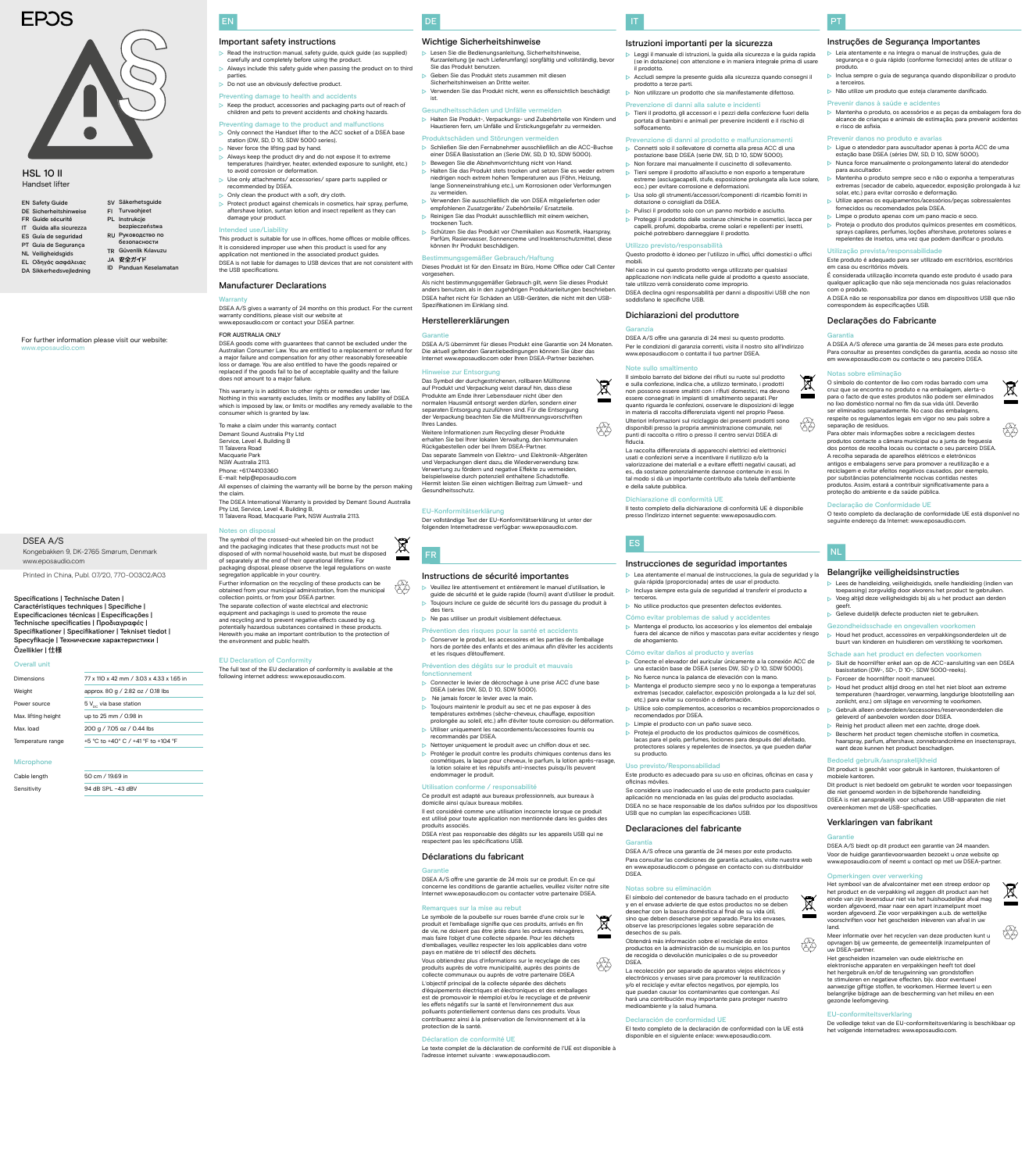# EPOS

## HSL 10 II

Handset lifter

EN Safety Guide
DE Sicherheitshinweise
FR Guide sécurité
IT Guida alla sicurezza
ES Guía de seguridad
PT Guia de Segurança
NL Veiligheidsgids
EL Οδηγός ασφάλειας
DA Sikkerhedsvejledning
SV Säkerhetsguide
FI Turvaohjeet
PL Instrukcje bezpieczeństwa
RU Руководство по безопасности
TR Güvenlik Kılavuzu
JA 安全ガイド
ID Panduan Keselamatan

For further information please visit our website: www.eposaudio.com

DSEA A/S
Kongebakken 9, DK-2765 Smørum, Denmark
www.eposaudio.com

Printed in China, Publ. 07/20, 770-00302/A03

Specifications | Technische Daten | Caractéristiques techniques | Specifiche | Especificaciones técnicas | Especificações | Technische specificaties | Προδιαγραφές | Specifikationer | Specifikationer | Tekniset tiedot | Specyfikacje | Технические характеристики | Özellikler | 仕様

### Overall unit

| | |
|---|---|
| Dimensions | 77 x 110 x 42 mm / 3.03 x 4.33 x 1.65 in |
| Weight | approx. 80 g / 2.82 oz / 0.18 lbs |
| Power source | 5 $V_{DC}$ via base station |
| Max. lifting height | up to 25 mm / 0.98 in |
| Max. load | 200 g / 7.05 oz / 0.44 lbs |
| Temperature range | +5 °C to +40° C / +41 °F to +104 °F |

### Microphone

| | |
|---|---|
| Cable length | 50 cm / 19.69 in |
| Sensitivity | 94 dB SPL -43 dBV |

## EN

### Important safety instructions

- Read the instruction manual, safety guide, quick guide (as supplied) carefully and completely before using the product.
- Always include this safety guide when passing the product on to third parties.
- Do not use an obviously defective product.

#### Preventing damage to health and accidents

- Keep the product, accessories and packaging parts out of reach of children and pets to prevent accidents and choking hazards.

#### Preventing damage to the product and malfunctions

- Only connect the Handset lifter to the ACC socket of a DSEA base station (DW, SD, D 10, SDW 5000 series).
- Never force the lifting pad by hand.
- Always keep the product dry and do not expose it to extreme temperatures (hairdryer, heater, extended exposure to sunlight, etc.) to avoid corrosion or deformation.
- Use only attachments/ accessories/ spare parts supplied or recommended by DSEA.
- Only clean the product with a soft, dry cloth.
- Protect product against chemicals in cosmetics, hair spray, perfume, aftershave lotion, suntan lotion and insect repellent as they can damage your product.

#### Intended use/Liability

This product is suitable for use in offices, home offices or mobile offices.
It is considered improper use when this product is used for any application not mentioned in the associated product guides.
DSEA is not liable for damages to USB devices that are not consistent with the USB specifications.

### Manufacturer Declarations

#### Warranty

DSEA A/S gives a warranty of 24 months on this product. For the current warranty conditions, please visit our website at www.eposaudio.com or contact your DSEA partner.

FOR AUSTRALIA ONLY

DSEA goods come with guarantees that cannot be excluded under the Australian Consumer Law. You are entitled to a replacement or refund for a major failure and compensation for any other reasonably foreseeable loss or damage. You are also entitled to have the goods repaired or replaced if the goods fail to be of acceptable quality and the failure does not amount to a major failure.

This warranty is in addition to other rights or remedies under law. Nothing in this warranty excludes, limits or modifies any liability of DSEA which is imposed by law, or limits or modifies any remedy available to the consumer which is granted by law.

To make a claim under this warranty, contact
Demant Sound Australia Pty Ltd
Service, Level 4, Building B
11 Talavera Road
Macquarie Park
NSW Australia 2113.
Phone: +61744103360
E-mail: help@eposaudio.com

All expenses of claiming the warranty will be borne by the person making the claim.

The DSEA International Warranty is provided by Demant Sound Australia Pty Ltd, Service, Level 4, Building B, 11 Talavera Road, Macquarie Park, NSW Australia 2113.

#### Notes on disposal

The symbol of the crossed-out wheeled bin on the product and the packaging indicates that these products must not be disposed of with normal household waste, but must be disposed of separately at the end of their operational lifetime. For packaging disposal, please observe the legal regulations on waste segregation applicable in your country.

Further information on the recycling of these products can be obtained from your municipal administration, from the municipal collection points, or from your DSEA partner.

The separate collection of waste electrical and electronic equipment and packagings is used to promote the reuse and recycling and to prevent negative effects caused by e.g. potentially hazardous substances contained in these products. Herewith you make an important contribution to the protection of the environment and public health.

#### EU Declaration of Conformity

The full text of the EU declaration of conformity is available at the following internet address: www.eposaudio.com.

## DE

### Wichtige Sicherheitshinweise

- Lesen Sie die Bedienungsanleitung, Sicherheitshinweise, Kurzanleitung (je nach Lieferumfang) sorgfältig und vollständig, bevor Sie das Produkt benutzen.
- Geben Sie das Produkt stets zusammen mit diesen Sicherheitshinweisen an Dritte weiter.
- Verwenden Sie das Produkt nicht, wenn es offensichtlich beschädigt ist.

#### Gesundheitsschäden und Unfälle vermeiden

- Halten Sie Produkt-, Verpackungs- und Zubehörteile von Kindern und Haustieren fern, um Unfälle und Erstickungsgefahr zu vermeiden.

#### Produktschäden und Störungen vermeiden

- Schließen Sie den Fernabnehmer ausschließlich an die ACC-Buchse einer DSEA Basisstation an (Serie DW, SD, D 10, SDW 5000).
- Bewegen Sie die Abnehmvorrichtung nicht von Hand.
- Halten Sie das Produkt stets trocken und setzen Sie es weder extrem niedrigen noch extrem hohen Temperaturen aus (Föhn, Heizung, lange Sonneneinstrahlung etc.), um Korrosionen oder Verformungen zu vermeiden.
- Verwenden Sie ausschließlich die von DSEA mitgelieferten oder empfohlenen Zusatzgeräte/ Zubehörteile/ Ersatzteile.
- Reinigen Sie das Produkt ausschließlich mit einem weichen, trockenen Tuch.
- Schützen Sie das Produkt vor Chemikalien aus Kosmetik, Haarspray, Parfüm, Rasierwasser, Sonnencreme und Insektenschutzmittel, diese können Ihr Produkt beschädigen.

#### Bestimmungsgemäßer Gebrauch/Haftung

Dieses Produkt ist für den Einsatz im Büro, Home Office oder Call Center vorgesehen.
Als nicht bestimmungsgemäßer Gebrauch gilt, wenn Sie dieses Produkt anders benutzen, als in den zugehörigen Produktanleitungen beschrieben.
DSEA haftet nicht für Schäden an USB-Geräten, die nicht mit den USB-Spezifikationen im Einklang sind.

### Herstellererklärungen

#### Garantie

DSEA A/S übernimmt für dieses Produkt eine Garantie von 24 Monaten. Die aktuell geltenden Garantiebedingungen können Sie über das Internet www.eposaudio.com oder Ihren DSEA-Partner beziehen.

#### Hinweise zur Entsorgung

Das Symbol der durchgestrichenen, rollbaren Mülltonne auf Produkt und Verpackung weist darauf hin, dass diese Produkte am Ende ihrer Lebensdauer nicht über den normalen Hausmüll entsorgt werden dürfen, sondern einer separaten Entsorgung zuzuführen sind. Für die Entsorgung der Verpackung beachten Sie die Mülltrennungsvorschriften Ihres Landes.

Weitere Informationen zum Recycling dieser Produkte erhalten Sie bei Ihrer lokalen Verwaltung, den kommunalen Rückgabestellen oder bei Ihrem DSEA-Partner.

Das separate Sammeln von Elektro- und Elektronik-Altgeräten und Verpackungen dient dazu, die Wiederverwendung bzw. Verwertung zu fördern und negative Effekte zu vermeiden, beispielsweise durch potenziell enthaltene Schadstoffe. Hiermit leisten Sie einen wichtigen Beitrag zum Umwelt- und Gesundheitsschutz.

#### EU-Konformitätserklärung

Der vollständige Text der EU-Konformitätserklärung ist unter der folgenden Internetadresse verfügbar: www.eposaudio.com.

## FR

### Instructions de sécurité importantes

- Veuillez lire attentivement et entièrement le manuel d'utilisation, le guide de sécurité et le guide rapide (fourni) avant d'utiliser le produit.
- Toujours inclure ce guide de sécurité lors du passage du produit à des tiers.
- Ne pas utiliser un produit visiblement défectueux.

#### Prévention des risques pour la santé et accidents

- Conserver le produit, les accessoires et les parties de l'emballage hors de portée des enfants et des animaux afin d'éviter les accidents et les risques d'étouffement.

#### Prévention des dégâts sur le produit et mauvais fonctionnement

- Connecter le levier de décrochage à une prise ACC d'une base DSEA (séries DW, SD, D 10, SDW 5000).
- Ne jamais forcer le levier avec la main.
- Toujours maintenir le produit au sec et ne pas exposer à des températures extrêmes (sèche-cheveux, chauffage, exposition prolongée au soleil, etc.) afin d'éviter toute corrosion ou déformation.
- Utiliser uniquement les raccordements/accessoires fournis ou recommandés par DSEA.
- Nettoyer uniquement le produit avec un chiffon doux et sec.
- Protéger le produit contre les produits chimiques contenus dans les cosmétiques, la laque pour cheveux, le parfum, la lotion après-rasage, la lotion solaire et les répulsifs anti-insectes puisqu'ils peuvent endommager le produit.

#### Utilisation conforme / responsabilité

Ce produit est adapté aux bureaux professionnels, aux bureaux à domicile ainsi qu'aux bureaux mobiles.
Il est considéré comme une utilisation incorrecte lorsque ce produit est utilisé pour toute application non mentionnée dans les guides des produits associés.
DSEA n'est pas responsable des dégâts sur les appareils USB qui ne respectent pas les spécifications USB.

### Déclarations du fabricant

#### Garantie

DSEA A/S offre une garantie de 24 mois sur ce produit. En ce qui concerne les conditions de garantie actuelles, veuillez visiter notre site Internet www.eposaudio.com ou contacter votre partenaire DSEA.

#### Remarques sur la mise au rebut

Le symbole de la poubelle sur roues barrée d'une croix sur le produit et l'emballage signifie que ces produits, arrivés en fin de vie, ne doivent pas être jetés dans les ordures ménagères, mais faire l'objet d'une collecte séparée. Pour les déchets d'emballages, veuillez respecter les lois applicables dans votre pays en matière de tri sélectif des déchets.

Vous obtiendrez plus d'informations sur le recyclage de ces produits auprès de votre municipalité, auprès des points de collecte communaux ou auprès de votre partenaire DSEA.

L'objectif principal de la collecte séparée des déchets d'équipements électriques et électroniques et des emballages est de promouvoir le réemploi et/ou le recyclage et de prévenir les effets négatifs sur la santé et l'environnement dus aux polluants potentiellement contenus dans ces produits. Vous contribuerez ainsi à la préservation de l'environnement et à la protection de la santé.

#### Déclaration de conformité UE

Le texte complet de la déclaration de conformité de l'UE est disponible à l'adresse internet suivante : www.eposaudio.com.

## IT

### Istruzioni importanti per la sicurezza

- Leggi il manuale di istruzioni, la guida alla sicurezza e la guida rapida (se in dotazione) con attenzione e in maniera integrale prima di usare il prodotto.
- Accludi sempre la presente guida alla sicurezza quando consegni il prodotto a terze parti.
- Non utilizzare un prodotto che sia manifestamente difettoso.

#### Prevenzione di danni alla salute e incidenti

- Tieni il prodotto, gli accessori e i pezzi della confezione fuori dalla portata di bambini e animali per prevenire incidenti e il rischio di soffocamento.

#### Prevenzione di danni al prodotto e malfunzionamenti

- Connetti solo il sollevatore di cornetta alla presa ACC di una postazione base DSEA (serie DW, SD, D 10, SDW 5000).
- Non forzare mai manualmente il cuscinetto di sollevamento.
- Tieni sempre il prodotto all'asciutto e non esporlo a temperature estreme (asciugacapelli, stufe, esposizione prolungata alla luce solare, ecc.) per evitare corrosione e deformazioni.
- Usa solo gli strumenti/accessori/componenti di ricambio forniti in dotazione o consigliati da DSEA.
- Pulisci il prodotto solo con un panno morbido e asciutto.
- Proteggi il prodotto dalle sostanze chimiche in cosmetici, lacca per capelli, profumi, dopobarba, creme solari e repellenti per insetti, poiché potrebbero danneggiare il prodotto.

#### Utilizzo previsto/responsabilità

Questo prodotto è idoneo per l'utilizzo in uffici, uffici domestici o uffici mobili.
Nel caso in cui questo prodotto venga utilizzato per qualsiasi applicazione non indicata nelle guide al prodotto a questo associate, tale utilizzo verrà considerato come improprio.
DSEA declina ogni responsabilità per danni a dispositivi USB che non soddisfano le specifiche USB.

### Dichiarazioni del produttore

#### Garanzia

DSEA A/S offre una garanzia di 24 mesi su questo prodotto.
Per le condizioni di garanzia correnti, visita il nostro sito all'indirizzo www.eposaudio.com o contatta il tuo partner DSEA.

#### Note sullo smaltimento

Il simbolo barrato del bidone dei rifiuti su ruote sul prodotto e sulla confezione, indica che, a utilizzo terminato, i prodotti non possono essere smaltiti con i rifiuti domestici, ma devono essere consegnati in impianti di smaltimento separati. Per quanto riguarda le confezioni, osservare le disposizioni di legge in materia di raccolta differenziata vigenti nel proprio Paese.

Ulteriori informazioni sul riciclaggio dei presenti prodotti sono disponibili presso la propria amministrazione comunale, nei punti di raccolta o ritiro o presso il centro servizi DSEA di fiducia.

La raccolta differenziata di apparecchi elettrici ed elettronici usati e confezioni serve a incentivare il riutilizzo e/o la valorizzazione dei materiali e a evitare effetti negativi causati, ad es., da sostanze potenzialmente dannose contenute in essi. In tal modo si dà un importante contributo alla tutela dell'ambiente e della salute pubblica.

#### Dichiarazione di conformità UE

Il testo completo della dichiarazione di conformità UE è disponibile presso l'indirizzo internet seguente: www.eposaudio.com.

## ES

### Instrucciones de seguridad importantes

- Lea atentamente el manual de instrucciones, la guía de seguridad y la guía rápida (proporcionada) antes de usar el producto.
- Incluya siempre esta guía de seguridad al transferir el producto a terceros.
- No utilice productos que presenten defectos evidentes.

#### Cómo evitar problemas de salud y accidentes

- Mantenga el producto, los accesorios y los elementos del embalaje fuera del alcance de niños y mascotas para evitar accidentes y riesgo de ahogamiento.

#### Cómo evitar daños al producto y averías

- Conecte el elevador del auricular únicamente a la conexión ACC de una estación base de DSEA (series DW, SD y D 10, SDW 5000).
- No fuerce nunca la palanca de elevación con la mano.
- Mantenga el producto siempre seco y no lo exponga a temperaturas extremas (secador, calefactor, exposición prolongada a la luz del sol, etc.) para evitar su corrosión o deformación.
- Utilice solo complementos, accesorios o recambios proporcionados o recomendados por DSEA.
- Limpie el producto con un paño suave seco.
- Proteja el producto de los productos químicos de cosméticos, lacas para el pelo, perfumes, lociones para después del afeitado, protectores solares y repelentes de insectos, ya que pueden dañar su producto.

#### Uso previsto/Responsabilidad

Este producto es adecuado para su uso en oficinas, oficinas en casa y oficinas móviles.
Se considera uso inadecuado el uso de este producto para cualquier aplicación no mencionada en las guías del producto asociadas.
DSEA no se hace responsable de los daños sufridos por los dispositivos USB que no cumplan las especificaciones USB.

### Declaraciones del fabricante

#### Garantía

DSEA A/S ofrece una garantía de 24 meses por este producto.
Para consultar las condiciones de garantía actuales, visite nuestra web en www.eposaudio.com o póngase en contacto con su distribuidor DSEA.

#### Notas sobre su eliminación

El símbolo del contenedor de basura tachado en el producto y en el envase advierte de que estos productos no se deben desechar con la basura doméstica al final de su vida útil, sino que deben desecharse por separado. Para los envases, observe las prescripciones legales sobre separación de desechos de su país.

Obtendrá más información sobre el reciclaje de estos productos en la administración de su municipio, en los puntos de recogida o devolución municipales o de su proveedor DSEA.

La recolección por separado de aparatos viejos eléctricos y electrónicos y envases sirve para promover la reutilización y/o el reciclaje y evitar efectos negativos, por ejemplo, los que puedan causar los contaminantes que contengan. Así hará una contribución muy importante para proteger nuestro medioambiente y la salud humana.

#### Declaración de conformidad UE

El texto completo de la declaración de conformidad con la UE está disponible en el siguiente enlace: www.eposaudio.com.

## PT

### Instruções de Segurança Importantes

- Leia atentamente e na íntegra o manual de instruções, guia de segurança e o guia rápido (conforme fornecido) antes de utilizar o produto.
- Inclua sempre o guia de segurança quando disponibilizar o produto a terceiros.
- Não utilize um produto que esteja claramente danificado.

#### Prevenir danos à saúde e acidentes

- Mantenha o produto, os acessórios e as peças da embalagem fora do alcance de crianças e animais de estimação, para prevenir acidentes e risco de asfixia.

#### Prevenir danos no produto e avarias

- Ligue o atendedor para auscultador apenas à porta ACC de uma estação base DSEA (séries DW, SD, D 10, SDW 5000).
- Nunca force manualmente o prolongamento lateral do atendedor para auscultador.
- Mantenha o produto sempre seco e não o exponha a temperaturas extremas (secador de cabelo, aquecedor, exposição prolongada à luz solar, etc.) para evitar corrosão e deformação.
- Utilize apenas os equipamentos/acessórios/peças sobressalentes fornecidos ou recomendados pela DSEA.
- Limpe o produto apenas com um pano macio e seco.
- Proteja o produto dos produtos químicos presentes em cosméticos, sprays capilares, perfumes, loções aftershave, protetores solares e repelentes de insetos, uma vez que podem danificar o produto.

#### Utilização prevista/responsabilidade

Este produto é adequado para ser utilizado em escritórios, escritórios em casa ou escritórios móveis.
É considerada utilização incorreta quando este produto é usado para qualquer aplicação que não seja mencionada nos guias relacionados com o produto.
A DSEA não se responsabiliza por danos em dispositivos USB que não correspondem às especificações USB.

### Declarações do Fabricante

#### Garantia

A DSEA A/S oferece uma garantia de 24 meses para este produto.
Para consultar as presentes condições da garantia, aceda ao nosso site em www.eposaudio.com ou contacte o seu parceiro DSEA.

#### Notas sobre eliminação

O símbolo do contentor de lixo com rodas barrado com uma cruz que se encontra no produto e na embalagem, alerta-o para o facto de que estes produtos não podem ser eliminados no lixo doméstico normal no fim da sua vida útil. Deverão ser eliminados separadamente. No caso das embalagens, respeite os regulamentos legais em vigor no seu país sobre a separação de resíduos.

Para obter mais informações sobre a reciclagem destes produtos contacte a câmara municipal ou a junta de freguesia dos pontos de recolha locais ou contacte o seu parceiro DSEA.

A recolha separada de aparelhos elétricos e eletrónicos antigos e embalagens serve para promover a reutilização e a reciclagem e evitar efeitos negativos causados, por exemplo, por substâncias potencialmente nocivas contidas nestes produtos. Assim, estará a contribuir significativamente para a proteção do ambiente e da saúde pública.

#### Declaração de Conformidade UE

O texto completo da declaração de conformidade UE está disponível no seguinte endereço da Internet: www.eposaudio.com.

## NL

### Belangrijke veiligheidsinstructies

- Lees de handleiding, veiligheidsgids, snelle handleiding (indien van toepassing) zorgvuldig door alvorens het product te gebruiken.
- Voeg altijd deze veiligheidsgids bij als u het product aan derden geeft.
- Gebruik duidelijk defecte producten niet te gebruiken.

#### Gezondheidsschade en ongevallen voorkomen

- Houd het product, accessoires en verpakkingsonderdelen uit de buurt van kinderen en huisdieren om verstikking te voorkomen.

#### Schade aan het product en defecten voorkomen

- Sluit de hoornlifter enkel aan op de ACC-aansluiting van een DSEA basisstation (DW-, SD-, D 10-, SDW 5000-reeks).
- Forceer de hoornlifter nooit manueel.
- Houd het product altijd droog en stel het niet bloot aan extreme temperaturen (haardroger, verwarming, langdurige blootstelling aan zonlicht, enz.) om slijtage en vervorming te voorkomen.
- Gebruik alleen onderdelen/accessoires/reserveonderdelen die geleverd of aanbevolen worden door DSEA.
- Reinig het product alleen met een zachte, droge doek.
- Bescherm het product tegen chemische stoffen in cosmetica, haarspray, parfum, aftershave, zonnebrandcrème en insectensprays, want deze kunnen het product beschadigen.

#### Bedoeld gebruik/aansprakelijkheid

Dit product is geschikt voor gebruik in kantoren, thuiskantoren of mobiele kantoren.
Dit product is niet bedoeld om gebruikt te worden voor toepassingen die niet genoemd worden in de bijbehorende handleiding.
DSEA is niet aansprakelijk voor schade aan USB-apparaten die niet overeenkomen met de USB-specificaties.

### Verklaringen van fabrikant

#### Garantie

DSEA A/S biedt op dit product een garantie van 24 maanden.
Voor de huidige garantievoorwaarden bezoekt u onze website op www.eposaudio.com of neemt u contact op met uw DSEA-partner.

#### Opmerkingen over verwerking

Het symbool van de afvalcontainer met een streep erdoor op het product en de verpakking wil zeggen dit product aan het einde van zijn levensduur niet via het huishoudelijke afval mag worden afgevoerd, maar naar een apart inzamelpunt moet worden afgevoerd. Zie voor verpakkingen a.u.b. de wettelijke voorschriften voor het gescheiden inleveren van afval in uw land.

Meer informatie over het recyclen van deze producten kunt u opvragen bij uw gemeente, de gemeentelijk inzamelpunten of uw DSEA-partner.

Het gescheiden inzamelen van oude elektrische en elektronische apparaten en verpakkingen heeft tot doel het hergebruik en/of de terugwinning van grondstoffen te stimuleren en negatieve effecten, bijv. door eventueel aanwezige giftige stoffen, te voorkomen. Hiermee levert u een belangrijke bijdrage aan de bescherming van het milieu en een gezonde leefomgeving.

#### EU-conformiteitsverklaring

De volledige tekst van de EU-conformiteitsverklaring is beschikbaar op het volgende internetadres: www.eposaudio.com.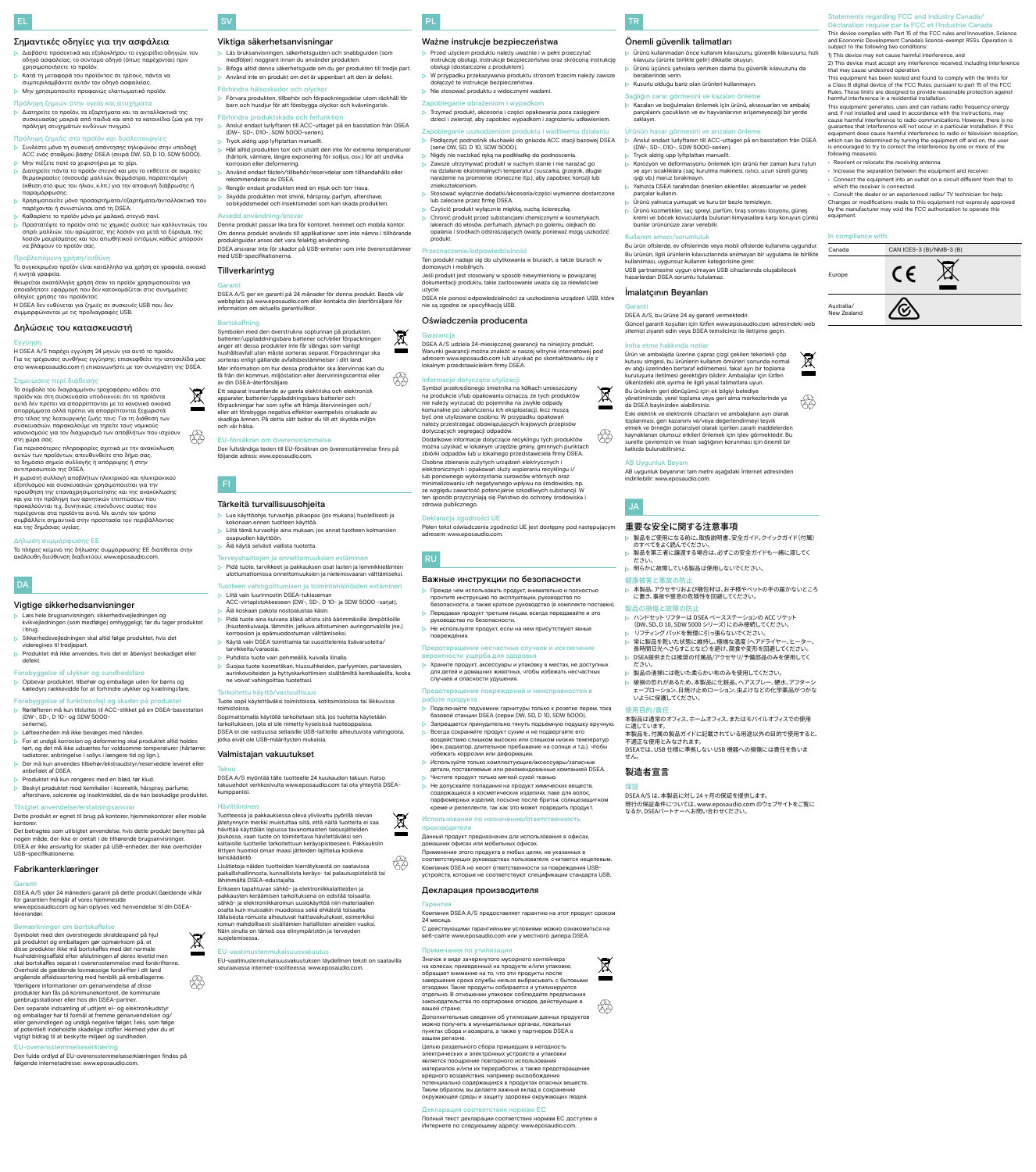EL

# Σημαντικές οδηγίες για την ασφάλεια

- Διαβάστε προσεκτικά και εξοικειωθείτε το εγχειρίδιο οδηγιών, τον οδηγό ασφαλείας, το σύντομο οδηγό (όπως παρέχονται) πριν χρησιμοποιήσετε το προϊόν.
- Κατά τη μεταφορά του προϊόντος σε τρίτους, πάντα να συμπεριλαμβάνετε αυτόν τον οδηγό ασφαλείας.
- Μην χρησιμοποιείτε προφανώς ελαττωματικά προϊόν.

### Πρόληψη ζημιών στην υγεία και ατυχήματα

- Διατηρείτε το προϊόν, τα εξαρτήματα και τα ανταλλακτικά της συσκευασίας μακριά από παιδιά και από τα κατοικίδια ζώα για την πρόληψη ατυχημάτων κινδύνων πνιγμού.

### Πρόληψη ζημιάς στο προϊόν και δυσλειτουργίες

- Συνδέετε μόνο τη συσκευή απάντησης τηλεφώνου στην υποδοχή ACC ενός σταθμού βάσης DSEA (σειρά DW, SD, D 10, SDW 5000).
- Μην πιέζετε ποτέ το χειριστήριο με το χέρι.
- Διατηρείτε πάντα το προϊόν στεγνό και μην το εκθέτετε σε ακραίες θερμοκρασίες (σεσουάρ μαλλιών, θερμάστρα, παρατεταμένη έκθεση στο φως του ήλιου, κ.λπ.) για την αποφυγή διάβρωσης ή παραμόρφωσης.
- Χρησιμοποιείτε μόνο προσαρτήματα/εξαρτήματα/ανταλλακτικά που παρέχονται ή συνιστώνται από τη DSEA.
- Καθαρίζετε το προϊόν μόνο με μαλακό, στεγνό πανί.
- Προστατέψτε το προϊόν από τις χημικές ουσίες των καλλυντικών, του σπρέι μαλλιών, του αρώματος, της λοσιόν για μετά το ξύρισμα, της λοσιόν μαυρίσματος και του απωθητικού εντόμων, καθώς μπορούν να βλάψουν το προϊόν σας.

### Προβλεπόμενη χρήση/ευθύνη

Το συγκεκριμένο προϊόν είναι κατάλληλο για χρήση σε γραφεία, οικιακά ή κινητά γραφεία.

Θεωρείται ακατάλληλη χρήση όταν το προϊόν χρησιμοποιείται για οποιαδήποτε εφαρμογή που δεν κατονομάζεται στις συνημμένες οδηγίες χρήσης του προϊόντος.

Η DSEA δεν ευθύνεται για ζημιές σε συσκευές USB που δεν συμμορφώνονται με τις προδιαγραφές USB.

## Δηλώσεις του κατασκευαστή

### Εγγύηση

Η DSEA A/S παρέχει εγγύηση 24 μηνών για αυτό το προϊόν.

Για τις τρέχουσες συνθήκες εγγύησης, επισκεφθείτε την ιστοσελίδα μας στο www.eposaudio.com ή επικοινωνήστε με τον συνεργάτη της DSEA.

### Σημειώσεις περί διάθεσης

Το σύμβολο του διαγραμμένου τροχοφόρου κάδου στο προϊόν και στη συσκευασία υποδεικνύει ότι τα προϊόντα αυτά δεν πρέπει να απορρίπτονται με τα κανονικά οικιακά απορρίμματα αλλά πρέπει να απορρίπτονται ξεχωριστά στο τέλος της λειτουργικής ζωής τους. Για τη διάθεση των συσκευασιών, παρακαλούμε να τηρείτε τους νομικούς κανονισμούς για τον διαχωρισμό των αποβλήτων που ισχύουν στη χώρα σας.

Για περισσότερες πληροφορίες σχετικά με την ανακύκλωση αυτών των προϊόντων, απευθυνθείτε στο δήμο σας, το δημόσιο σημείο συλλογής ή απόρριψης ή στην αντιπροσωπεία της DSEA.

Η χωριστή συλλογή αποβλήτων ηλεκτρικού και ηλεκτρονικού εξοπλισμού και συσκευασιών χρησιμοποιείται για την προώθηση της επαναχρησιμοποίησης και της ανακύκλωσης και για την πρόληψη των αρνητικών επιπτώσεων που προκαλούνται π.χ. δυνητικώς επικίνδυνες ουσίες που περιέχονται στα προϊόντα αυτά. Με αυτόν τον τρόπο συμβάλλετε σημαντικά στην προστασία του περιβάλλοντος και της δημόσιας υγείας.

### Δήλωση συμμόρφωσης ΕΕ

Το πλήρες κείμενο της δήλωσης συμμόρφωσης ΕΕ διατίθεται στην ακόλουθη διεύθυνση διαδικτύου: www.eposaudio.com.

DA

# Vigtige sikkerhedsanvisninger

- Læs hele brugsanvisningen, sikkerhedsvejledningen og kvikvejledningen (som medfølger) omhyggeligt, før du tager produktet i brug.
- Sikkerhedsvejledningen skal altid følge produktet, hvis det videregives til tredjepart.
- Produktet må ikke anvendes, hvis det er åbenlyst beskadiget eller defekt.

### Forebyggelse af ulykker og sundhedsfare

- Opbevar produktet, tilbehør og emballage uden for børns og kæledyrs rækkevidde for at forhindre ulykker og kvælningsfare.

### Forebyggelse af funktionsfejl og skader på produktet

- Reråfteren må kun tilsluttes til ACC-stikket på en DSEA-basestation (DW-, SD-, D 10- og SDW 5000-serierne).
- Løftearmen må ikke bevæges med hånden.
- For at undgå korrosion og deformering skal produktet altid holdes tørt, og det må ikke udsættes for voldsomme temperaturer (hårtørrer, radiatorer, anbringelse i sollys i længere tid og lign.).
- Der må kun anvendes tilbehør/ekstraudstyr/reservedele leveret eller anbefalet af DSEA.
- Produktet må kun rengøres med en blød, tør klud.
- Beskyt produktet mod kemikalier i kosmetik, hårspray, parfume, aftershave, solcreme og insektmiddel, da de kan beskadige produktet.

### Tilsigtet anvendelse/erstatningsansvar

Dette produkt er egnet til brug på kontorer, hjemmekontorer eller mobile kontorer.

Det betragtes som utilsigtet anvendelse, hvis dette produkt benyttes på nogen måde, der ikke er omtalt i de tilhørende brugsanvisninger.

DSEA er ikke ansvarlig for skader på USB-enheder, der ikke overholder USB-specifikationerne.

## Fabrikanterklæringer

### Garanti

DSEA A/S yder 24 måneders garanti på dette produkt.Gældende vilkår for garantien fremgår af vores hjemmeside www.eposaudio.com og kan oplyses ved henvendelse til din DSEA-leverandør.

### Bemærkninger om bortskaffelse

Symbolet med den overstregede skraldespand på hjul på produktet og emballagen gør opmærksom på, at disse produkter ikke må bortskaffes med det normale husholdningsaffald efter afslutningen af deres levetid men skal bortskaffes separat i overensstemmelse med forskrifterne. Overhold de gældende lovmæssige forskrifter i dit land angående affaldssortering ved henblik på emballagerne.

Yderligere informationer om genanvendelse af disse produkter kan fås på kommunekontoret, de kommunale genbrugsstationer eller hos din DSEA-partner.

Den separate indsamling af udtjent el- og elektronikudstyr og emballager har til formål at fremme genanvendelsen og/ eller genvindingen og undgå negative følger, f.eks. som følge af potentielt indeholdte skadelige stoffer. Hermed yder du et vigtigt bidrag til at beskytte miljøet og sundheden.

### EU-overensstemmelseserklæring

Den fulde ordlyd af EU-overensstemmelseserklæringen findes på følgende internetadresse: www.eposaudio.com.

SV

# Viktiga säkerhetsanvisningar

- Läs bruksanvisningen, säkerhetsguiden och snabbguiden (som medföljer) noggrant innan du använder produkten.
- Bifoga alltid denna säkerhetsguide om du ger produkten till tredje part.
- Använd inte en produkt om det är uppenbart att den är defekt.

### Förhindra hälsoskador och olyckor

- Förvara produkten, tillbehör och förpackningsdelar utom räckhåll för barn och husdjur för att förebygga olyckor och kvävningsrisk.

### Förhindra produktskada och felfunktion

- Anslut endast lurlyftaren till ACC-uttaget på en basstation från DSEA (DW-, SD-, D10-, SDW 5000-serien).
- Tryck aldrig upp lyftplattan manuellt.
- Håll alltid produkten torr och utsätt den inte för extrema temperaturer (hårtork, värmare, längre exponering för solljus, osv.) för att undvika korrosion eller deformering.
- Använd endast fästen/tillbehör/reservdelar som tillhandahålls eller rekommenderas av DSEA.
- Rengör endast produkten med en mjuk och torr trasa.
- Skydda produkten mot smink, hårspray, parfym, aftershave, solskyddsmedel och insektsmedel som kan skada produkten.

### Avsedd användning/ansvar

Denna produkt passar lika bra för kontoret, hemmet och mobila kontor.

Om denna produkt används till applikationer som inte nämns i tillhörande produktguider anses det vara felaktig användning.

DSEA ansvarar inte för skador på USB-enheter som inte överensstämmer med USB-specifikationerna.

## Tillverkarintyg

### Garanti

DSEA A/S ger en garanti på 24 månader för denna produkt. Besök vår webbplats på www.eposaudio.com eller kontakta din återförsäljare för information om aktuella garantivillkor.

### Bortskaffning

Symbolen med den överstrukna soptunnan på produkten, batterier/uppladdningsbara batterier och/eller förpackningen anger att dessa produkter inte får slängas som vanligt hushållsavfall utan måste sorteras separat. Förpackningar ska sorteras enligt gällande avfallssorteringsregler i ditt land.

Mer information om hur dessa produkter ska återvinnas kan du få från din kommun, miljöstation eller återvinningscentral eller av din DSEA-återförsäljare.

Ett separat insamlande av gamla elektriska och elektronisk apparater, batterier/uppladdningsbara batterier och förpackningar har som syfte att främja återvinningen och/ eller att förebygga negativa effekter exempelvis orsakade av skadliga ämnen. På detta sätt bidrar du till att skydda miljön och vår hälsa.

### EU-försäkran om överensstämmelse

Den fullständiga texten till EU-försäkran om överensstämmelse finns på följande adress: www.eposaudio.com.

FI

# Tärkeitä turvallisuusohjeita

- Lue käyttöohje, turvaohje, pikaopas (jos mukana) huolellisesti ja kokonaan ennen tuotteen käyttöä.
- Liitä tämä turvaohje aina mukaan, jos annat tuotteen kolmansien osapuolien käyttöön.
- Älä käytä selvästi viallista tuotetta.

### Terveyshaittojen ja onnettomuuksien estäminen

- Pidä tuote, tarvikkeet ja pakkauksen osat lasten ja lemmikkieläinten ulottumattomissa onnettomuuksien ja nielemisvaaran välttämiseksi.

### Tuotteen vahingoittumisen ja toimintahäiriöiden estäminen

- Liitä vain luurinnostin DSEA-tukiaseman ACC-virtapistokkeeseen (DW-, SD-, D 10- ja SDW 5000 -sarjat).
- Älä koskaan paina nostoalustaa käsin.
- Pidä tuote aina kuivana äläkä altista sitä äärimmäisille lämpötiloille (hiustenkuivaaja, lämmitin, jatkuva altistuminen auringonvalolle jne.) korroosion ja epämuodostumien välttämiseksi.
- Käytä vain DSEA toimittamia tai suosittelemia lisävarusteita/ tarvikkeita/varaosia.
- Puhdista tuote vain pehmeällä, kuivalla liinalla.
- Suojaa tuote kosmetiikan, hiussuihkeiden, parfyymien, partavesien, aurinkovoiteiden ja hyttyskarkottimien sisältämiltä kemikaaleilta, koska ne voivat vahingoittaa tuotetta.

### Tarkoitettu käyttö/vastuullisuus

Tuote sopii käytettäväksi toimistoissa, kotitoimistoissa tai liikkuvissa toimistoissa.

Sopimattomalla käytöllä tarkoitetaan sitä, jos tuotetta käytetään tarkoitukseen, jota ei ole nimetty kyseisissä tuoteoppaissa.

DSEA ei ole vastuussa sellaisille USB-laitteille aiheutuvista vahingoista, jotka eivät ole USB-määritysten mukaisia.

## Valmistajan vakuutukset

### Takuu

DSEA A/S myöntää tälle tuotteelle 24 kuukauden takuun. Katso takuuehdot verkkosivulta www.eposaudio.com tai ota yhteyttä DSEA-kumppaniisi.

### Hävittäminen

Tuotteessa ja pakkauksessa oleva yliviivattu pyörillä olevan jätetynnyrin merkki muistuttaa siitä, että näitä tuotteita ei saa hävittää käyttöiän lopussa tavanomaisten talousjätteiden joukossa, vaan tuote on toimitettava hävitettäväksi sen kaltaisille tuotteille tarkoitettuun keräyspisteeseen. Pakkauksiin liittyen huomioi oman maasi jätteiden lajittelua koskeva lainsäädäntö.

Lisätietoja näiden tuotteiden kierrätyksestä on saatavissa paikallishallinnosta, kunnallisista keräys- tai palautuspisteistä tai lähimmältä DSEA-edustajalta.

Erikseen tapahtuvan sähkö- ja elektroniikkalaitteiden ja pakkausten keräämisen tarkoituksena on edistää toisaalta sähkö- ja elektroniikkaromun uusiokäyttöä niin materiaalien osalta kuin muissakin muodoissa sekä ehkäistä toisaalta tällaisesta romusta aiheutuvat haittavaikutukset, esimerkiksi romun mahdollisesti sisältämien haitallisten aineiden vuoksi. Näin sinulla on tärkeä osa elinympäristön ja terveyden suojelemisessa.

### EU-vaatimustenmukaisuusvakuutus

EU-vaatimustenmukaisuusvakuutuksen täydellinen teksti on saatavilla seuraavassa internet-osoitteessa: www.eposaudio.com.

PL

# Ważne instrukcje bezpieczeństwa

- Przed użyciem produktu należy uważnie i w pełni przeczytać instrukcję obsługi, instrukcje bezpieczeństwa oraz skróconą instrukcję obsługi (dostarczone z produktem).
- W przypadku przekazywania produktu stronom trzecim należy zawsze dołączyć te instrukcje bezpieczeństwa.
- Nie stosować produktu z widocznymi wadami.

### Zapobieganie obrażeniom i wypadkom

- Trzymać produkt, akcesoria i części opakowania poza zasięgiem dzieci i zwierząt, aby zapobiec wypadkom i zagrożeniu uduszeniem.

### Zapobieganie uszkodzeniom produktu i wadliwemu działaniu

- Podłączyć podnośnik słuchawki do gniazda ACC stacji bazowej DSEA (serie DW, SD, D 10, SDW 5000).
- Nigdy nie naciskać ręką na podkładkę do podnoszenia.
- Zawsze utrzymywać produkt w suchym stanie i nie narażać go na działanie ekstremalnych temperatur (suszarka, grzejnik, długie narażenie na promienie słoneczne itp.), aby zapobiec korozji lub zniekształceniom.
- Stosować wyłącznie dodatki/akcesoria/części wymienne dostarczone lub zalecane przez firmę DSEA.
- Czyścić produkt wyłącznie miękką, suchą ściereczką.
- Chronić produkt przed substancjami chemicznymi w kosmetykach, lakierach do włosów, perfumach, płynach po goleniu, olejkach do opalania i środkach odstraszających owady, ponieważ mogą uszkodzić produkt.

### Przeznaczenie/odpowiedzialność

Ten produkt nadaje się do użytkowania w biurach, a także biurach w domowych i mobilnych.

Jeśli produkt jest stosowany w sposób niewymieniony w powiązanej dokumentacji produktu, takie zastosowanie uważa się za niewłaściwe użycie.

DSEA nie ponosi odpowiedzialności za uszkodzenia urządzeń USB, które nie są zgodne ze specyfikacją USB.

## Oświadczenia producenta

### Gwarancja

DSEA A/S udziela 24-miesięcznej gwarancji na niniejszy produkt. Warunki gwarancji można znaleźć w naszej witrynie internetowej pod adresem www.eposaudio.com lub uzyskać po skontaktowaniu się z lokalnym przedstawicielem firmy DSEA.

### Informacje dotyczące utylizacji

Symbol przekreślonego śmietnika na kółkach umieszczony na produkcie i/lub opakowaniu oznacza, że tych produktów nie należy wyrzucać do pojemnika na zwykłe odpady komunalne po zakończeniu ich eksploatacji, lecz muszą być one utylizowane osobno. W przypadku opakowań należy przestrzegać obowiązujących krajowych przepisów dotyczących segregacji odpadów.

Dodatkowe informacje dotyczące recyklingu tych produktów można uzyskać w lokalnym urzędzie gminy, gminnych punktach zbiórki odpadów lub u lokalnego przedstawiciela firmy DSEA.

Osobne zbieranie zużytych urządzeń elektrycznych i elektronicznych i opakowań służy wspieraniu recyklingu i/ lub ponownego wykorzystania surowców wtórnych oraz minimalizowaniu ich negatywnego wpływu na środowisko, np. ze względu zawartość potencjalnie szkodliwych substancji. W ten sposób przyczyniają się Państwo do ochrony środowiska i zdrowia publicznego.

### Deklaracja zgodności UE

Pełen tekst oświadczenia zgodności UE jest dostępny pod następującym adresem: www.eposaudio.com.

RU

# Важные инструкции по безопасности

- Прежде чем использовать продукт, внимательно и полностью прочтите инструкцию по эксплуатации, руководство по безопасности, а также краткое руководство (в комплекте поставки).
- Передавая продукт третьим лицам, всегда передавайте и это руководство по безопасности.
- Не используйте продукт, если на нем присутствуют явные повреждения.

### Предотвращение несчастных случаев и исключение вероятности ущерба для здоровья

- Храните продукт, аксессуары и упаковку в местах, не доступных для детей и домашних животных, чтобы избежать несчастных случаев и опасности удушения.

### Предотвращение повреждений и неисправностей в работе продукта

- Подключайте подъемник гарнитуры только к розетке перем. тока базовой станции DSEA (серии DW, SD, D 10, SDW 5000).
- Запрещается принудительно тянуть подъемную подушку вручную.
- Всегда сохраняйте продукт сухим и не подвергайте его воздействию слишком высоких или слишком низких температур (фен, радиатор, длительное пребывание на солнце и т.д.), чтобы избежать коррозии или деформации.
- Используйте только комплектующие/аксессуары/запасные детали, поставляемые или рекомендованные компанией DSEA.
- Чистите продукт только мягкой сухой тканью.
- Не допускайте попадания на продукт химических веществ, содержащихся в косметических изделиях, лаке для волос, парфюмерных изделий, лосьоне после бритья, солнцезащитном креме и репелленте, так как это может повредить продукт.

### Использование по назначению/ответственность производителя

Данный продукт предназначен для использования в офисах, домашних офисах или мобильных офисах.

Применение этого продукта в любых целях, не указанных в соответствующих руководствах пользователя, считается нецелевым.

Компания DSEA не несет ответственности за повреждения USB-устройств, которые не соответствуют спецификации стандарта USB.

## Декларация производителя

### Гарантия

Компания DSEA A/S предоставляет гарантию на этот продукт сроком 24 месяца.

С действующими гарантийными условиями можно ознакомиться на веб-сайте www.eposaudio.com или у местного дилера DSEA.

### Примечания по утилизации

Значок в виде зачеркнутого мусорного контейнера на колесах, приведенный на продукте и/или упаковке, обращает внимание на то, что эти продукты после завершения срока службы нельзя выбрасывать с бытовыми отходами. Такие продукты собираются и утилизируются отдельно. В отношении упаковок соблюдайте предписания законодательства по сортировке отходов, действующие в вашей стране.

Дополнительные сведения об утилизации данных продуктов можно получить в муниципальных органах, локальных пунктах сбора и возврата, а также у партнеров DSEA в вашем регионе.

Целью раздельного сбора пришедших в негодность электрических и электронных устройств и упаковки является поощрение повторного использования материалов и/или их переработки, а также предотвращение вредного воздействия, например высвобождения потенциально содержащихся в продуктах опасных веществ. Таким образом, вы делаете важный вклад в сохранение окружающей среды и защиту здоровья окружающих людей.

### Декларация соответствия нормам ЕС

Полный текст декларации соответствия нормам ЕС доступен в Интернете по следующему адресу: www.eposaudio.com.

TR

# Önemli güvenlik talimatları

- Ürünü kullanmadan önce kullanım kılavuzunu, güvenlik kılavuzunu, hızlı kılavuzu (ürünle birlikte gelir) dikkatle okuyun.
- Ürünü üçüncü şahıslara verirken daima bu güvenlik kılavuzunu da beraberinde verin.
- Kusurlu olduğu bariz olan ürünleri kullanmayın.

### Sağlığın zarar görmesini ve kazaları önleme

- Kazaları ve boğulmaları önlemek için ürünü, aksesuarları ve ambalaj parçalarını çocukların ve ev hayvanlarının erişemeyeceği bir yerde saklayın.

### Ürünün hasar görmesini ve arızaları önleme

- Ahizeyi kaldırıcıyı sadece bir DSEA baz istasyonun ACC soketine bağlayın (DW-, SD-, D10-, SDW 5000-serileri).
- Tryck aldrig upp lyftplattan manuellt.
- Korozyon ve deformasyonu önlemek için ürünü her zaman kuru tutun ve aşırı sıcaklıklara (saç kurutma makinesi, ısıtıcı, uzun süreli güneş ışığı vb.) maruz bırakmayın.
- Yalnızca DSEA tarafından önerilen eklentiler, aksesuarlar ve yedek parçalar kullanın.
- Ürünü yalnızca yumuşak ve kuru bir bezle temizleyin.
- Ürünü kozmetikler, saç spreyi, parfüm, tıraş sonrası losyonu, güneş kremi ve böcek kovucularda bulunan kimyasallara karşı koruyun çünkü bunlar ürününüze zarar verebilir.

### Kullanım amacı/sorumluluk

Bu ürün ofislerde, ev ofislerinde veya mobil ofislerde kullanıma uygundur.

Bu ürünün, ilgili ürünlerin kılavuzlarında anılmayan bir uygulama ile birlikte kullanılması, uygunsuz kullanım kategorisine girer.

USB şartnamesine uygun olmayan USB cihazlarında oluşabilecek hasarlardan DSEA sorumlu tutulamaz.

## İmalatçının Beyanları

### Garanti

DSEA A/S, bu ürüne 24 ay garanti vermektedir.

Güncel garanti koşulları için lütfen www.eposaudio.com adresindeki web sitemizi ziyaret edin veya DSEA temsilciniz ile iletişime geçin.

### İmha etme hakkında notlar

Ürün ve ambalajda üzerine çarpı çizgi çekilen tekerlekli çöp kutusu simgesi, bu ürünlerin kullanım ömürleri sonunda normal ev atığı üzerinden bertaraf edilmemesi, fakat ayrı bir toplama kuruluşuna iletilmesi gerektiğini bildirir. Ambalajlar için lütfen ülkenizdeki atık ayırma ile ilgili yasal talimatlara uyun.

Bu ürünlerin geri dönüşümü için ek bilgiyi belediye yönetiminizde, yerel toplama veya geri alma merkezlerinde ya da DSEA bayinizden alabilirsiniz.

Eski elektrik ve elektronik cihazların ve ambalajların ayrı olarak toplanması, geri kazanım ve/veya değerlendirmeyi teşvik etmek ve örneğin potansiyel olarak içerilen zararlı maddelerden kaynaklanan olumsuz etkileri önlemek için işlev görmektedir. Bu surette çevrenizin ve insan sağlığının korunması için önemli bir katkıda bulunabilirsiniz.

### AB Uygunluk Beyanı

AB uygunluk beyanının tam metni aşağıdaki İnternet adresinden indirilebilir: www.eposaudio.com.

JA

# 重要な安全に関する注意事項

- 製品をご使用になる前に、取扱説明書、安全ガイド、クイックガイド(付属)のすべてをよく読んでください。
- 製品を第三者に譲渡する場合は、必ずこの安全ガイドも一緒に渡してください。
- 明らかに故障している製品は使用しないでください。

### 健康被害と事故の防止

- 本製品、アクセサリおよび梱包材は、お子様やペットの手の届かないところに置き、事故や窒息の危険性を回避してください。

### 製品の損傷と故障の防止

- ハンドセット リフターは DSEA ベースステーションの ACC ソケット(DW、SD、D 10、SDW 5000 シリーズ)にのみ接続してください。
- リフティング パッドを無理に引っ張らないでください。
- 常に製品を乾いた状態に維持し、極端な温度(ヘアドライヤー、ヒーター、長時間日光へさらすことなど)を避け、腐食や変形を回避してください。
- DSEA提供または推奨の付属品/アクセサリ/予備部品のみを使用してください。
- 製品の清掃には乾いた柔らかい布のみを使用してください。
- 破損の恐れがあるため、本製品に化粧品、ヘアスプレー、香水、アフターシェーブローション、日焼け止めローション、虫よけなどの化学薬品がかからないように保護してください。

### 使用目的/責任

本製品は通常のオフィス、ホームオフィス、またはモバイルオフィスでの使用に適しています。

本製品を、付属の製品ガイドに記載されている用途以外の目的で使用すると、不適正な使用とみなされます。

DSEAでは、USB 仕様に準拠しない USB 機器への損傷には責任を負いません。

## 製造者宣言

### 保証

DSEA A/S は、本製品に対し 24 ヶ月の保証を提供します。

現行の保証条件については、www.eposaudio.com のウェブサイトをご覧になるか、DSEAパートナーへお問い合わせください。

### Statements regarding FCC and Industry Canada/ Déclaration requise par la FCC et l'Industrie Canada

This device complies with Part 15 of the FCC rules and Innovation, Science and Economic Development Canada's licence-exempt RSSs. Operation is subject to the following two conditions:

1) This device may not cause harmful interference, and

2) This device must accept any interference received, including interference that may cause undesired operation.

This equipment has been tested and found to comply with the limits for a Class B digital device of the FCC Rules, pursuant to part 15 of the FCC Rules. These limits are designed to provide reasonable protection against harmful interference in a residential installation.

This equipment generates, uses and can radiate radio frequency energy and, if not installed and used in accordance with the instructions, may cause harmful interference to radio communications. However, there is no guarantee that interference will not occur in a particular installation. If this equipment does cause harmful interference to radio or television reception, which can be determined by turning the equipment off and on, the user is encouraged to try to correct the interference by one or more of the following measures:

- Reorient or relocate the receiving antenna.
- Increase the separation between the equipment and receiver.
- Connect the equipment into an outlet on a circuit different from that to which the receiver is connected.
- Consult the dealer or an experienced radio/ TV technician for help.

Changes or modifications made to this equipment not expressly approved by the manufacturer may void the FCC authorization to operate this equipment.

### In compliance with:

| | |
|---|---|
| Canada | CAN ICES-3 (B)/NMB-3 (B) |
| Europe | CE |
| Australia/ New Zealand | |